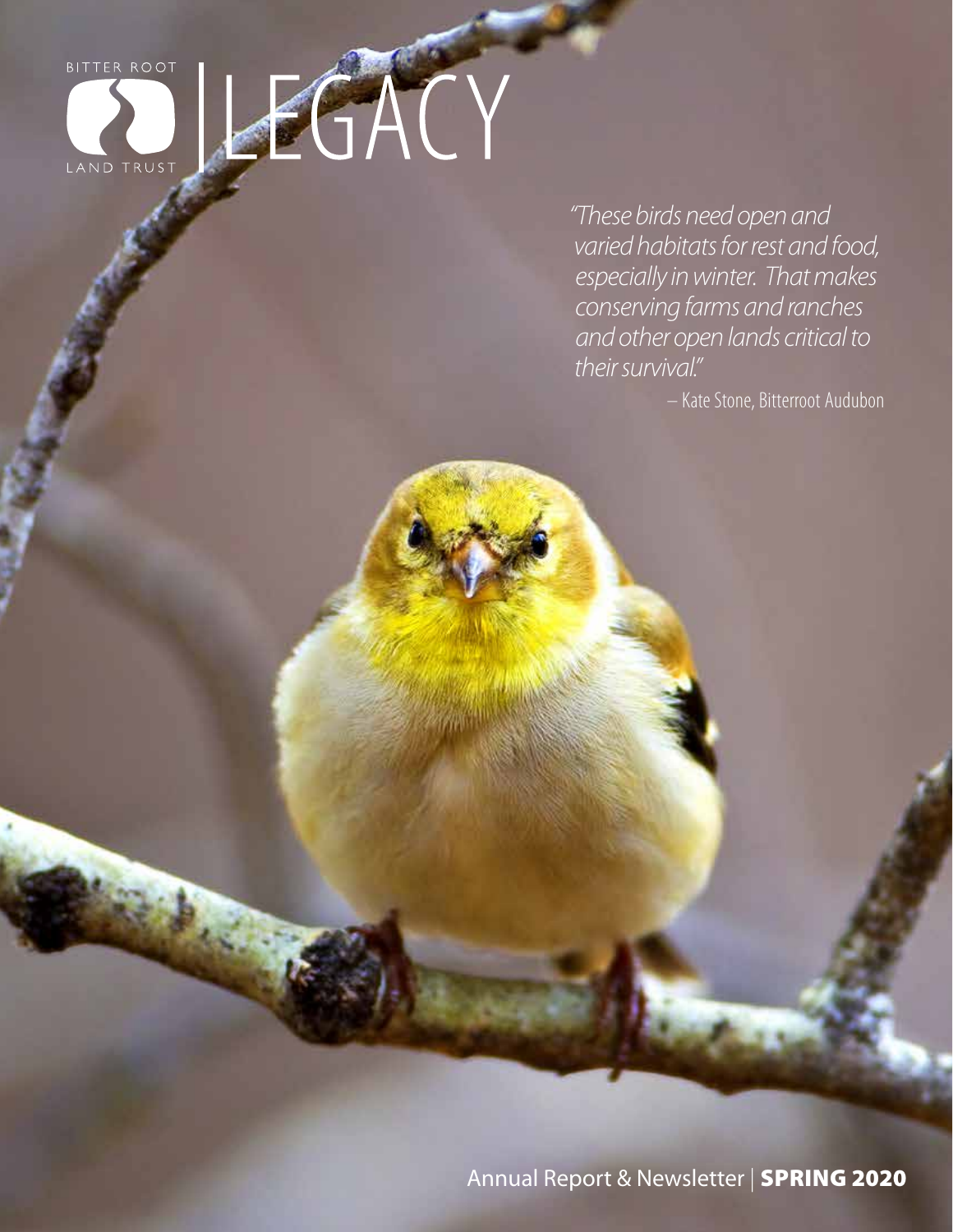BITTER ROOT LAND TRUST

# LEGACY

*"These birds need open and varied habitats for rest and food, especially in winter. That makes conserving farms and ranches and other open lands critical to their survival."*

– Kate Stone, Bitterroot Audubon

Annual Report & Newsletter | **SPRING 2020**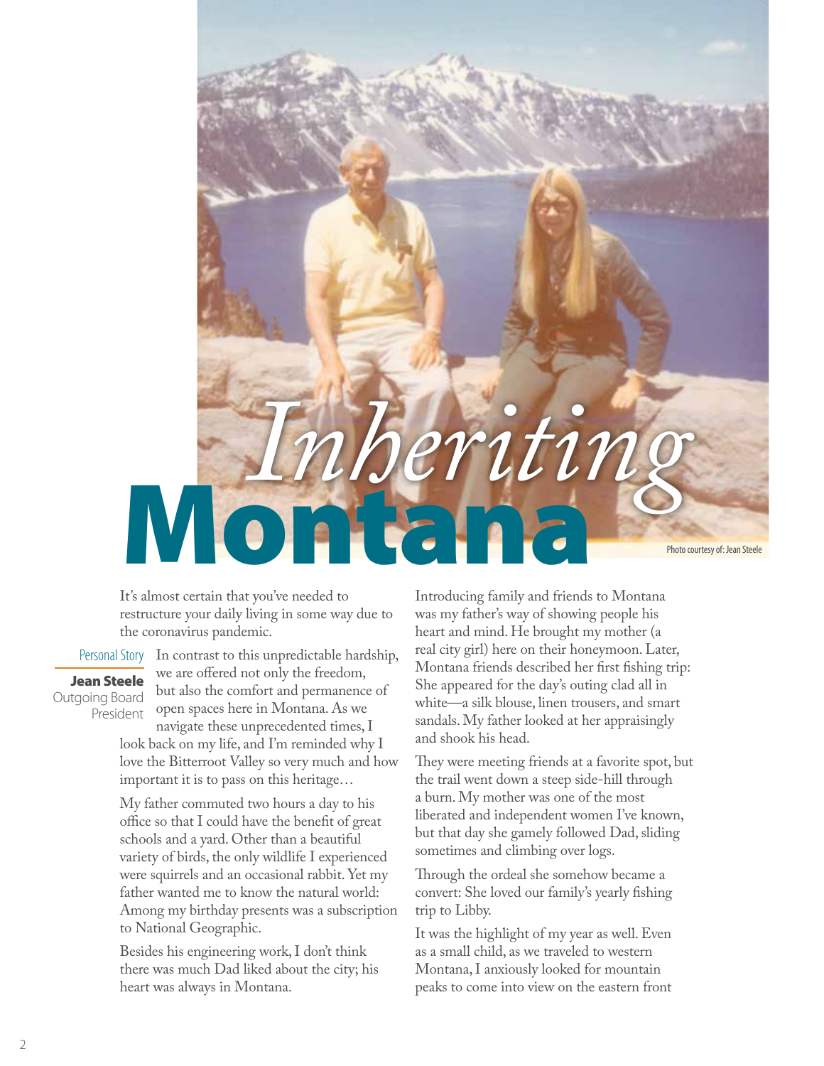# *Inheriting* Montana

Photo courtesy of: Jean Steele

Personal Story

**Jean Steele**
Outgoing Board President

It's almost certain that you've needed to restructure your daily living in some way due to the coronavirus pandemic.

In contrast to this unpredictable hardship, we are offered not only the freedom, but also the comfort and permanence of open spaces here in Montana. As we navigate these unprecedented times, I look back on my life, and I'm reminded why I love the Bitterroot Valley so very much and how important it is to pass on this heritage…

My father commuted two hours a day to his office so that I could have the benefit of great schools and a yard. Other than a beautiful variety of birds, the only wildlife I experienced were squirrels and an occasional rabbit. Yet my father wanted me to know the natural world: Among my birthday presents was a subscription to National Geographic.

Besides his engineering work, I don't think there was much Dad liked about the city; his heart was always in Montana.

Introducing family and friends to Montana was my father's way of showing people his heart and mind. He brought my mother (a real city girl) here on their honeymoon. Later, Montana friends described her first fishing trip: She appeared for the day's outing clad all in white—a silk blouse, linen trousers, and smart sandals. My father looked at her appraisingly and shook his head.

They were meeting friends at a favorite spot, but the trail went down a steep side-hill through a burn. My mother was one of the most liberated and independent women I've known, but that day she gamely followed Dad, sliding sometimes and climbing over logs.

Through the ordeal she somehow became a convert: She loved our family's yearly fishing trip to Libby.

It was the highlight of my year as well. Even as a small child, as we traveled to western Montana, I anxiously looked for mountain peaks to come into view on the eastern front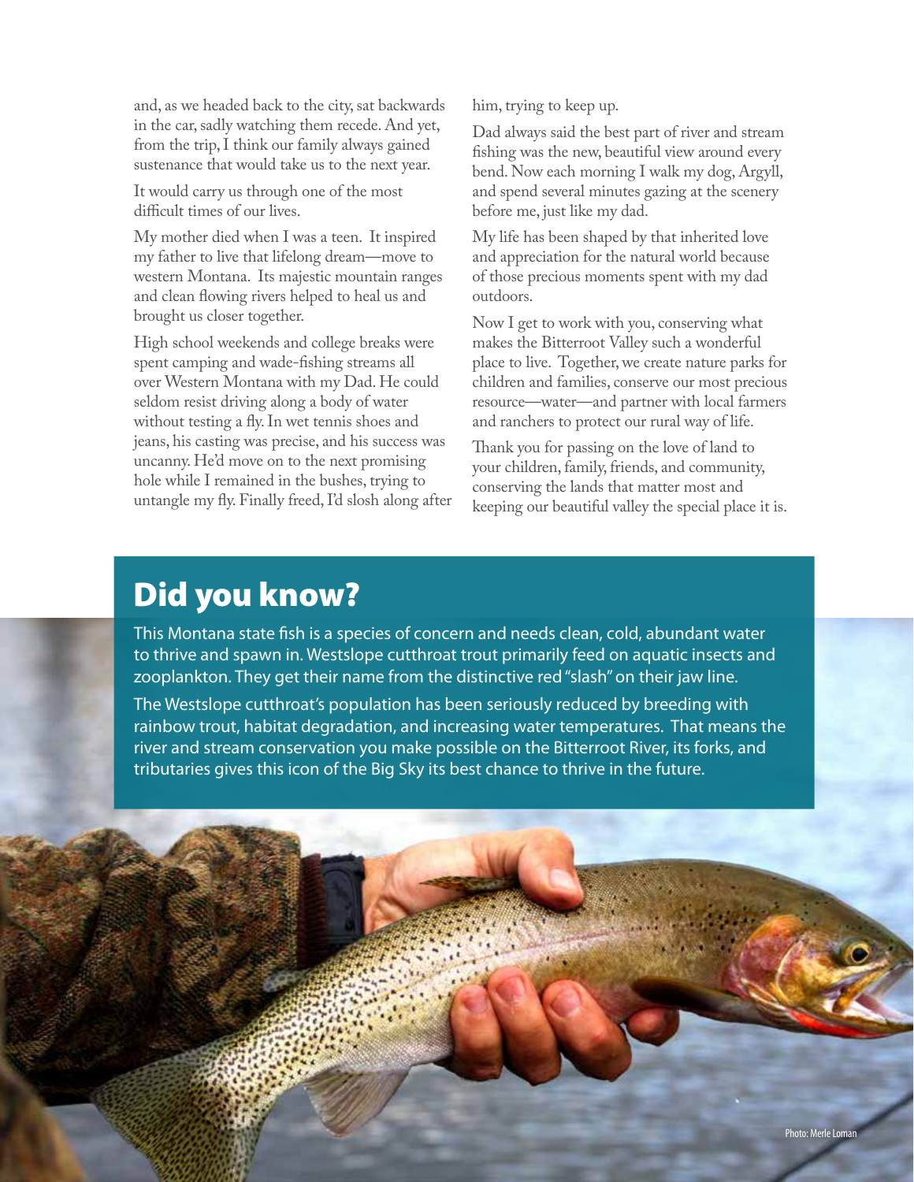and, as we headed back to the city, sat backwards in the car, sadly watching them recede. And yet, from the trip, I think our family always gained sustenance that would take us to the next year.

It would carry us through one of the most difficult times of our lives.

My mother died when I was a teen. It inspired my father to live that lifelong dream—move to western Montana. Its majestic mountain ranges and clean flowing rivers helped to heal us and brought us closer together.

High school weekends and college breaks were spent camping and wade-fishing streams all over Western Montana with my Dad. He could seldom resist driving along a body of water without testing a fly. In wet tennis shoes and jeans, his casting was precise, and his success was uncanny. He'd move on to the next promising hole while I remained in the bushes, trying to untangle my fly. Finally freed, I'd slosh along after him, trying to keep up.

Dad always said the best part of river and stream fishing was the new, beautiful view around every bend. Now each morning I walk my dog, Argyll, and spend several minutes gazing at the scenery before me, just like my dad.

My life has been shaped by that inherited love and appreciation for the natural world because of those precious moments spent with my dad outdoors.

Now I get to work with you, conserving what makes the Bitterroot Valley such a wonderful place to live. Together, we create nature parks for children and families, conserve our most precious resource—water—and partner with local farmers and ranchers to protect our rural way of life.

Thank you for passing on the love of land to your children, family, friends, and community, conserving the lands that matter most and keeping our beautiful valley the special place it is.

## Did you know?

This Montana state fish is a species of concern and needs clean, cold, abundant water to thrive and spawn in. Westslope cutthroat trout primarily feed on aquatic insects and zooplankton. They get their name from the distinctive red "slash" on their jaw line.

The Westslope cutthroat's population has been seriously reduced by breeding with rainbow trout, habitat degradation, and increasing water temperatures. That means the river and stream conservation you make possible on the Bitterroot River, its forks, and tributaries gives this icon of the Big Sky its best chance to thrive in the future.

Photo: Merle Loman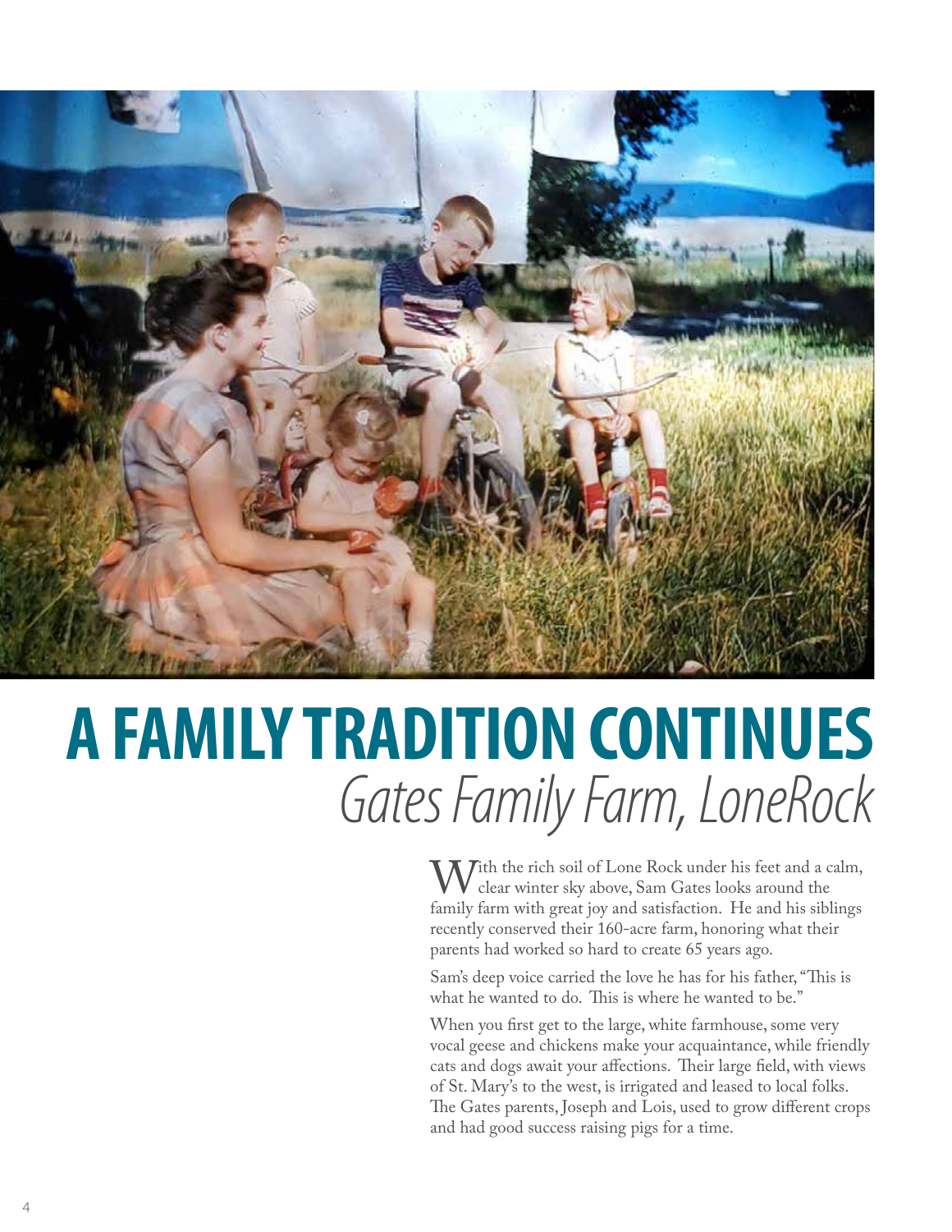# A FAMILY TRADITION CONTINUES

*Gates Family Farm, LoneRock*

With the rich soil of Lone Rock under his feet and a calm, clear winter sky above, Sam Gates looks around the family farm with great joy and satisfaction. He and his siblings recently conserved their 160-acre farm, honoring what their parents had worked so hard to create 65 years ago.

Sam's deep voice carried the love he has for his father, "This is what he wanted to do. This is where he wanted to be."

When you first get to the large, white farmhouse, some very vocal geese and chickens make your acquaintance, while friendly cats and dogs await your affections. Their large field, with views of St. Mary's to the west, is irrigated and leased to local folks. The Gates parents, Joseph and Lois, used to grow different crops and had good success raising pigs for a time.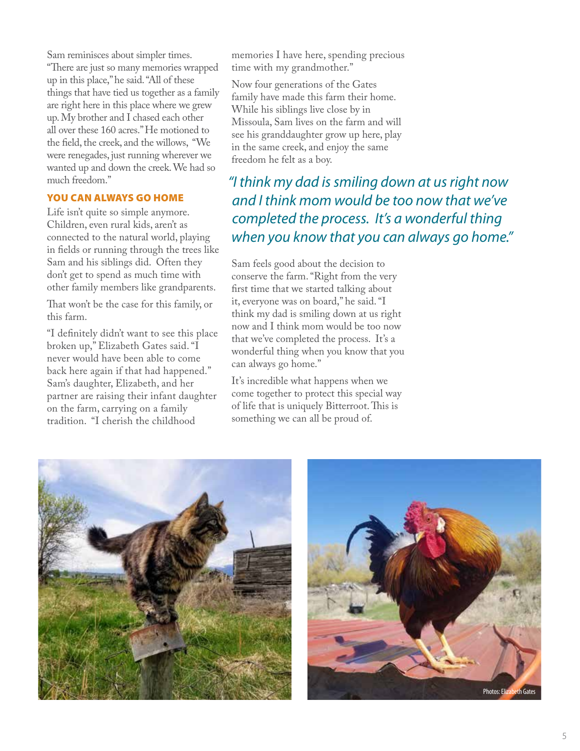Sam reminisces about simpler times. "There are just so many memories wrapped up in this place," he said. "All of these things that have tied us together as a family are right here in this place where we grew up. My brother and I chased each other all over these 160 acres." He motioned to the field, the creek, and the willows, "We were renegades, just running wherever we wanted up and down the creek. We had so much freedom."

## YOU CAN ALWAYS GO HOME

Life isn't quite so simple anymore. Children, even rural kids, aren't as connected to the natural world, playing in fields or running through the trees like Sam and his siblings did. Often they don't get to spend as much time with other family members like grandparents.

That won't be the case for this family, or this farm.

"I definitely didn't want to see this place broken up," Elizabeth Gates said. "I never would have been able to come back here again if that had happened." Sam's daughter, Elizabeth, and her partner are raising their infant daughter on the farm, carrying on a family tradition. "I cherish the childhood memories I have here, spending precious time with my grandmother."

Now four generations of the Gates family have made this farm their home. While his siblings live close by in Missoula, Sam lives on the farm and will see his granddaughter grow up here, play in the same creek, and enjoy the same freedom he felt as a boy.

*"I think my dad is smiling down at us right now and I think mom would be too now that we've completed the process. It's a wonderful thing when you know that you can always go home."*

Sam feels good about the decision to conserve the farm. "Right from the very first time that we started talking about it, everyone was on board," he said. "I think my dad is smiling down at us right now and I think mom would be too now that we've completed the process. It's a wonderful thing when you know that you can always go home."

It's incredible what happens when we come together to protect this special way of life that is uniquely Bitterroot. This is something we can all be proud of.

Photos: Elizabeth Gates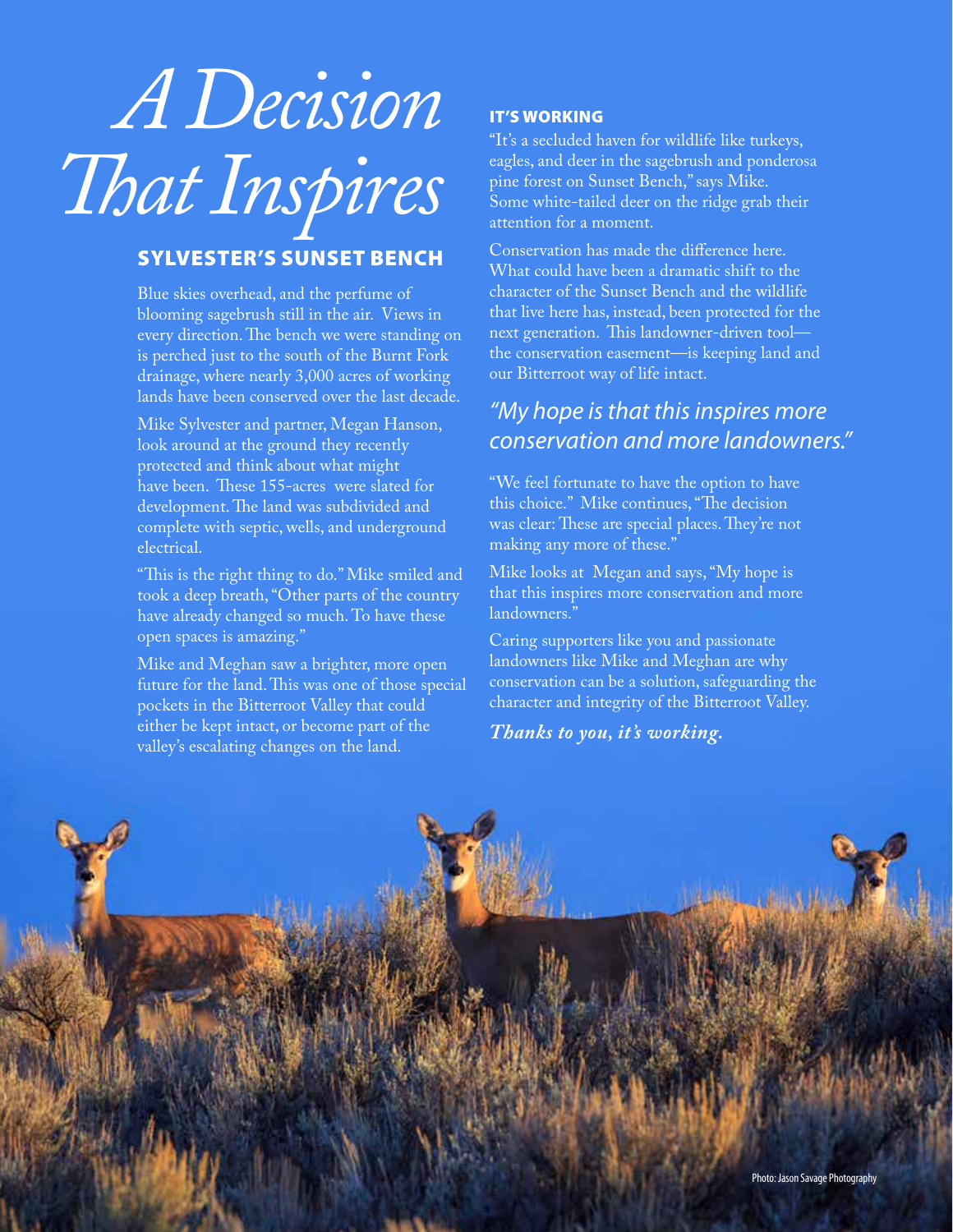# *A Decision That Inspires*

## SYLVESTER'S SUNSET BENCH

Blue skies overhead, and the perfume of blooming sagebrush still in the air. Views in every direction. The bench we were standing on is perched just to the south of the Burnt Fork drainage, where nearly 3,000 acres of working lands have been conserved over the last decade.

Mike Sylvester and partner, Megan Hanson, look around at the ground they recently protected and think about what might have been. These 155-acres were slated for development. The land was subdivided and complete with septic, wells, and underground electrical.

"This is the right thing to do." Mike smiled and took a deep breath, "Other parts of the country have already changed so much. To have these open spaces is amazing."

Mike and Meghan saw a brighter, more open future for the land. This was one of those special pockets in the Bitterroot Valley that could either be kept intact, or become part of the valley's escalating changes on the land.

### IT'S WORKING

"It's a secluded haven for wildlife like turkeys, eagles, and deer in the sagebrush and ponderosa pine forest on Sunset Bench," says Mike. Some white-tailed deer on the ridge grab their attention for a moment.

Conservation has made the difference here. What could have been a dramatic shift to the character of the Sunset Bench and the wildlife that live here has, instead, been protected for the next generation. This landowner-driven tool—the conservation easement—is keeping land and our Bitterroot way of life intact.

*"My hope is that this inspires more conservation and more landowners."*

"We feel fortunate to have the option to have this choice." Mike continues, "The decision was clear: These are special places. They're not making any more of these."

Mike looks at Megan and says, "My hope is that this inspires more conservation and more landowners."

Caring supporters like you and passionate landowners like Mike and Meghan are why conservation can be a solution, safeguarding the character and integrity of the Bitterroot Valley.

***Thanks to you, it's working.***

Photo: Jason Savage Photography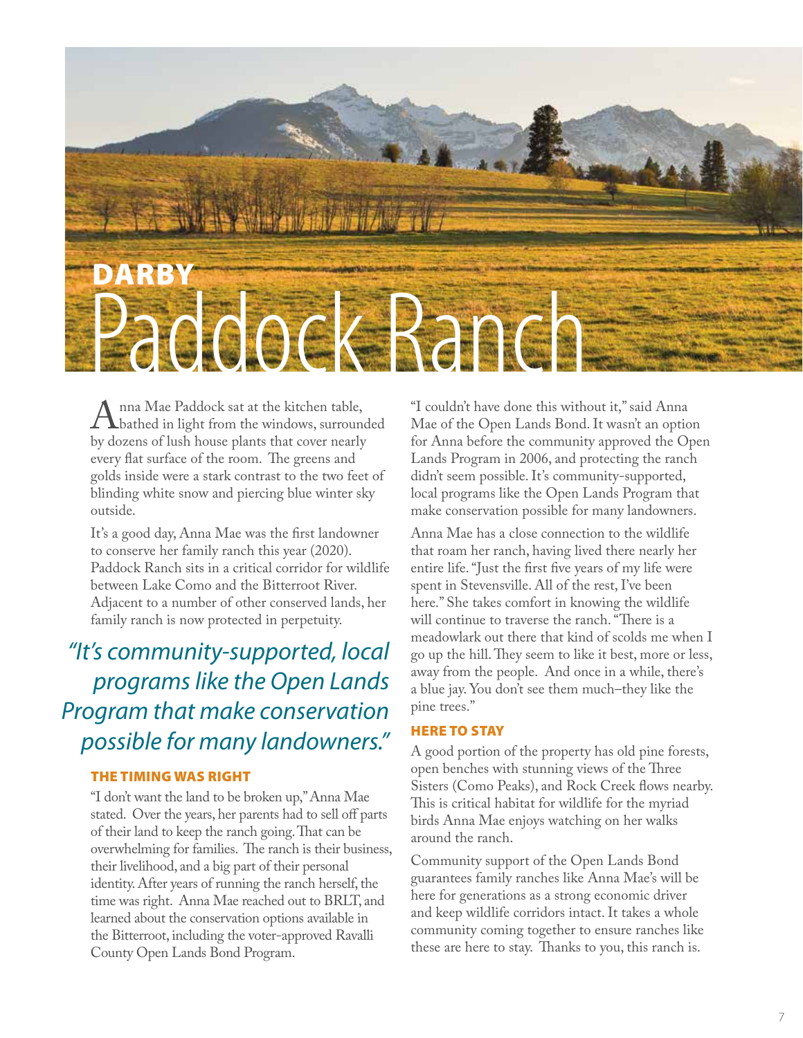## DARBY

# Paddock Ranch

Anna Mae Paddock sat at the kitchen table, bathed in light from the windows, surrounded by dozens of lush house plants that cover nearly every flat surface of the room. The greens and golds inside were a stark contrast to the two feet of blinding white snow and piercing blue winter sky outside.

It's a good day, Anna Mae was the first landowner to conserve her family ranch this year (2020). Paddock Ranch sits in a critical corridor for wildlife between Lake Como and the Bitterroot River. Adjacent to a number of other conserved lands, her family ranch is now protected in perpetuity.

> *"It's community-supported, local programs like the Open Lands Program that make conservation possible for many landowners."*

### THE TIMING WAS RIGHT

"I don't want the land to be broken up," Anna Mae stated. Over the years, her parents had to sell off parts of their land to keep the ranch going. That can be overwhelming for families. The ranch is their business, their livelihood, and a big part of their personal identity. After years of running the ranch herself, the time was right. Anna Mae reached out to BRLT, and learned about the conservation options available in the Bitterroot, including the voter-approved Ravalli County Open Lands Bond Program.

"I couldn't have done this without it," said Anna Mae of the Open Lands Bond. It wasn't an option for Anna before the community approved the Open Lands Program in 2006, and protecting the ranch didn't seem possible. It's community-supported, local programs like the Open Lands Program that make conservation possible for many landowners.

Anna Mae has a close connection to the wildlife that roam her ranch, having lived there nearly her entire life. "Just the first five years of my life were spent in Stevensville. All of the rest, I've been here." She takes comfort in knowing the wildlife will continue to traverse the ranch. "There is a meadowlark out there that kind of scolds me when I go up the hill. They seem to like it best, more or less, away from the people. And once in a while, there's a blue jay. You don't see them much–they like the pine trees."

### HERE TO STAY

A good portion of the property has old pine forests, open benches with stunning views of the Three Sisters (Como Peaks), and Rock Creek flows nearby. This is critical habitat for wildlife for the myriad birds Anna Mae enjoys watching on her walks around the ranch.

Community support of the Open Lands Bond guarantees family ranches like Anna Mae's will be here for generations as a strong economic driver and keep wildlife corridors intact. It takes a whole community coming together to ensure ranches like these are here to stay. Thanks to you, this ranch is.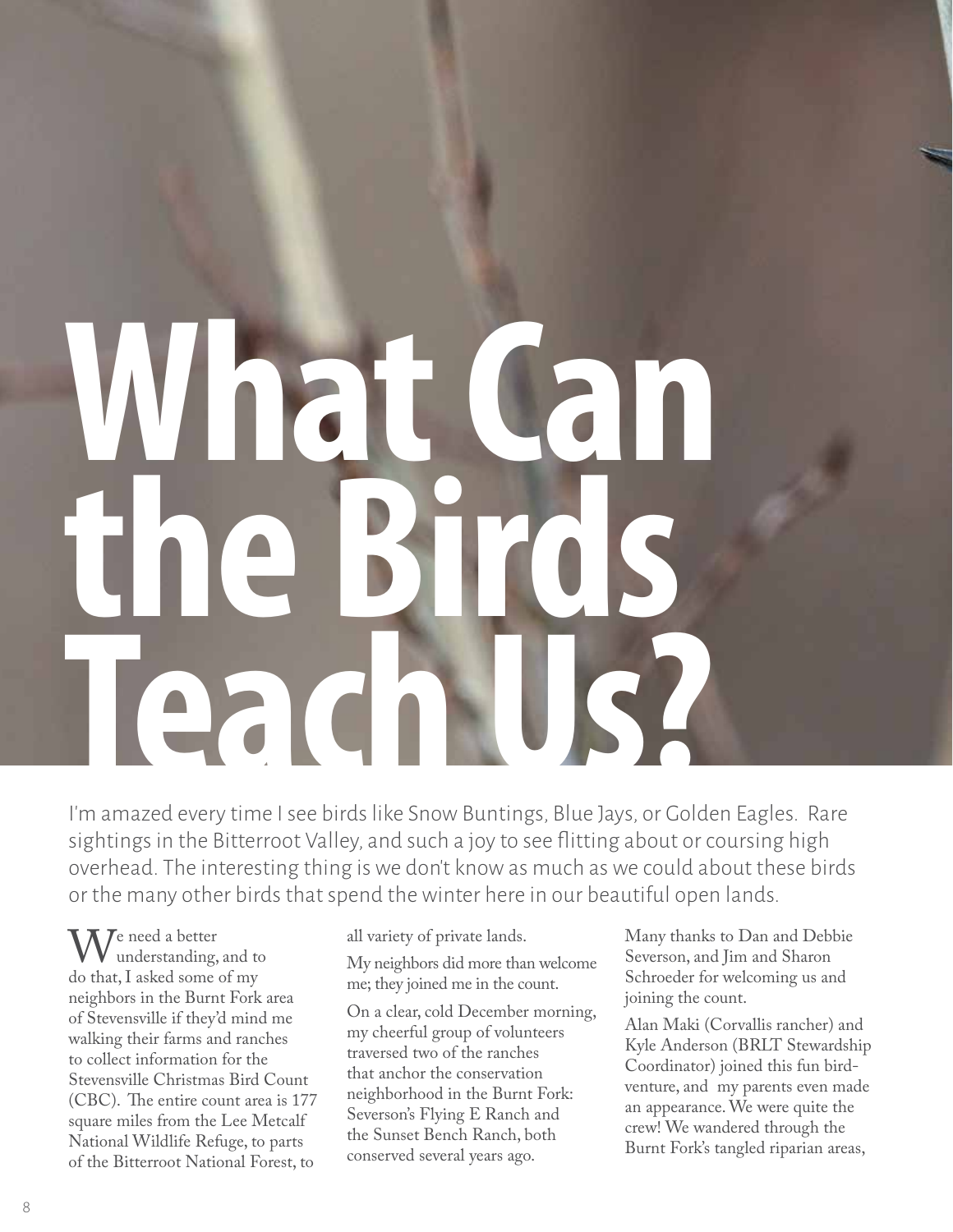# What Can the Birds Teach Us?

I'm amazed every time I see birds like Snow Buntings, Blue Jays, or Golden Eagles. Rare sightings in the Bitterroot Valley, and such a joy to see flitting about or coursing high overhead. The interesting thing is we don't know as much as we could about these birds or the many other birds that spend the winter here in our beautiful open lands.

We need a better understanding, and to do that, I asked some of my neighbors in the Burnt Fork area of Stevensville if they'd mind me walking their farms and ranches to collect information for the Stevensville Christmas Bird Count (CBC). The entire count area is 177 square miles from the Lee Metcalf National Wildlife Refuge, to parts of the Bitterroot National Forest, to all variety of private lands.

My neighbors did more than welcome me; they joined me in the count.

On a clear, cold December morning, my cheerful group of volunteers traversed two of the ranches that anchor the conservation neighborhood in the Burnt Fork: Severson's Flying E Ranch and the Sunset Bench Ranch, both conserved several years ago.

Many thanks to Dan and Debbie Severson, and Jim and Sharon Schroeder for welcoming us and joining the count.

Alan Maki (Corvallis rancher) and Kyle Anderson (BRLT Stewardship Coordinator) joined this fun bird-venture, and my parents even made an appearance. We were quite the crew! We wandered through the Burnt Fork's tangled riparian areas,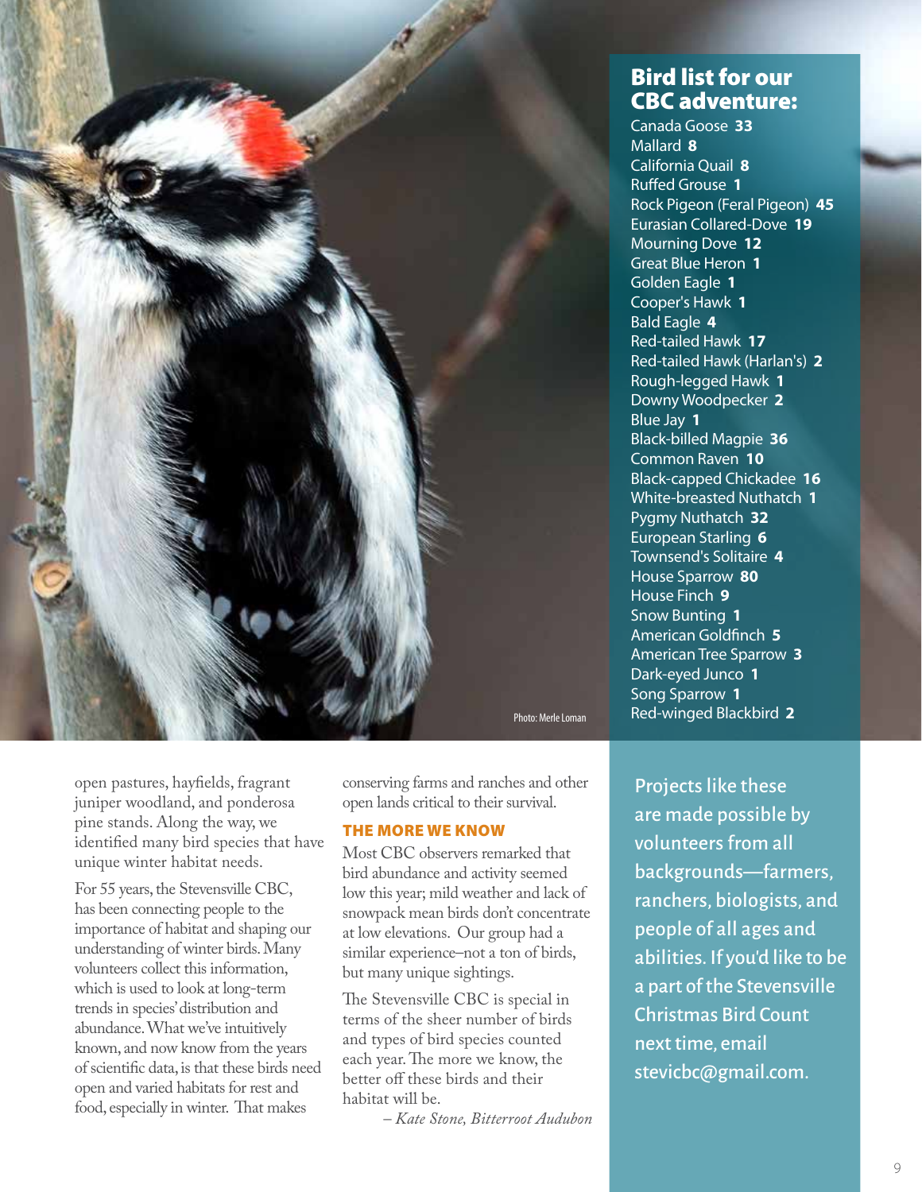Photo: Merle Loman

## Bird list for our CBC adventure:

- Canada Goose **33**
- Mallard **8**
- California Quail **8**
- Ruffed Grouse **1**
- Rock Pigeon (Feral Pigeon) **45**
- Eurasian Collared-Dove **19**
- Mourning Dove **12**
- Great Blue Heron **1**
- Golden Eagle **1**
- Cooper's Hawk **1**
- Bald Eagle **4**
- Red-tailed Hawk **17**
- Red-tailed Hawk (Harlan's) **2**
- Rough-legged Hawk **1**
- Downy Woodpecker **2**
- Blue Jay **1**
- Black-billed Magpie **36**
- Common Raven **10**
- Black-capped Chickadee **16**
- White-breasted Nuthatch **1**
- Pygmy Nuthatch **32**
- European Starling **6**
- Townsend's Solitaire **4**
- House Sparrow **80**
- House Finch **9**
- Snow Bunting **1**
- American Goldfinch **5**
- American Tree Sparrow **3**
- Dark-eyed Junco **1**
- Song Sparrow **1**
- Red-winged Blackbird **2**

open pastures, hayfields, fragrant juniper woodland, and ponderosa pine stands. Along the way, we identified many bird species that have unique winter habitat needs.

For 55 years, the Stevensville CBC, has been connecting people to the importance of habitat and shaping our understanding of winter birds. Many volunteers collect this information, which is used to look at long-term trends in species' distribution and abundance. What we've intuitively known, and now know from the years of scientific data, is that these birds need open and varied habitats for rest and food, especially in winter. That makes conserving farms and ranches and other open lands critical to their survival.

### THE MORE WE KNOW

Most CBC observers remarked that bird abundance and activity seemed low this year; mild weather and lack of snowpack mean birds don't concentrate at low elevations. Our group had a similar experience–not a ton of birds, but many unique sightings.

The Stevensville CBC is special in terms of the sheer number of birds and types of bird species counted each year. The more we know, the better off these birds and their habitat will be.

*– Kate Stone, Bitterroot Audubon*

Projects like these are made possible by volunteers from all backgrounds—farmers, ranchers, biologists, and people of all ages and abilities. If you'd like to be a part of the Stevensville Christmas Bird Count next time, email stevicbc@gmail.com.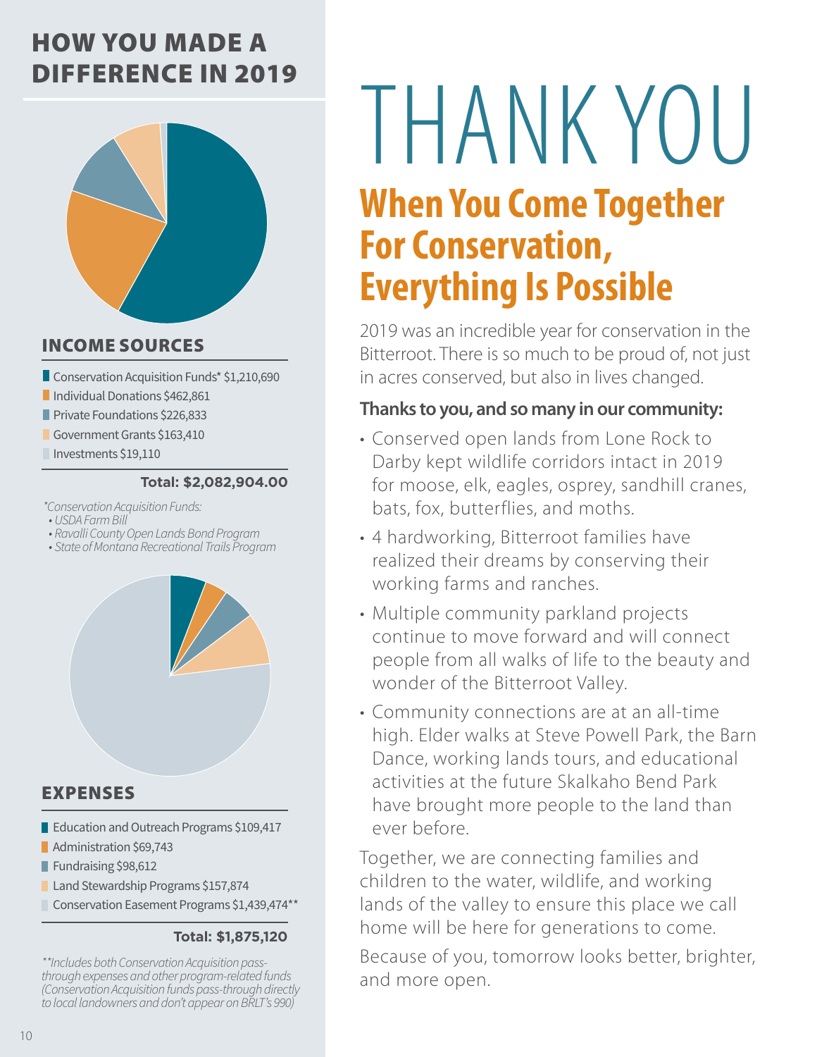## HOW YOU MADE A DIFFERENCE IN 2019

### INCOME SOURCES

- Conservation Acquisition Funds* $1,210,690
- Individual Donations $462,861
- Private Foundations $226,833
- Government Grants $163,410
- Investments $19,110

**Total: $2,082,904.00**

*\*Conservation Acquisition Funds:*
- *USDA Farm Bill*
- *Ravalli County Open Lands Bond Program*
- *State of Montana Recreational Trails Program*

### EXPENSES

- Education and Outreach Programs $109,417
- Administration $69,743
- Fundraising $98,612
- Land Stewardship Programs $157,874
- Conservation Easement Programs $1,439,474**

**Total: $1,875,120**

*\*\*Includes both Conservation Acquisition pass-through expenses and other program-related funds (Conservation Acquisition funds pass-through directly to local landowners and don't appear on BRLT's 990)*

# THANK YOU

## When You Come Together For Conservation, Everything Is Possible

2019 was an incredible year for conservation in the Bitterroot. There is so much to be proud of, not just in acres conserved, but also in lives changed.

**Thanks to you, and so many in our community:**

- Conserved open lands from Lone Rock to Darby kept wildlife corridors intact in 2019 for moose, elk, eagles, osprey, sandhill cranes, bats, fox, butterflies, and moths.
- 4 hardworking, Bitterroot families have realized their dreams by conserving their working farms and ranches.
- Multiple community parkland projects continue to move forward and will connect people from all walks of life to the beauty and wonder of the Bitterroot Valley.
- Community connections are at an all-time high. Elder walks at Steve Powell Park, the Barn Dance, working lands tours, and educational activities at the future Skalkaho Bend Park have brought more people to the land than ever before.

Together, we are connecting families and children to the water, wildlife, and working lands of the valley to ensure this place we call home will be here for generations to come.

Because of you, tomorrow looks better, brighter, and more open.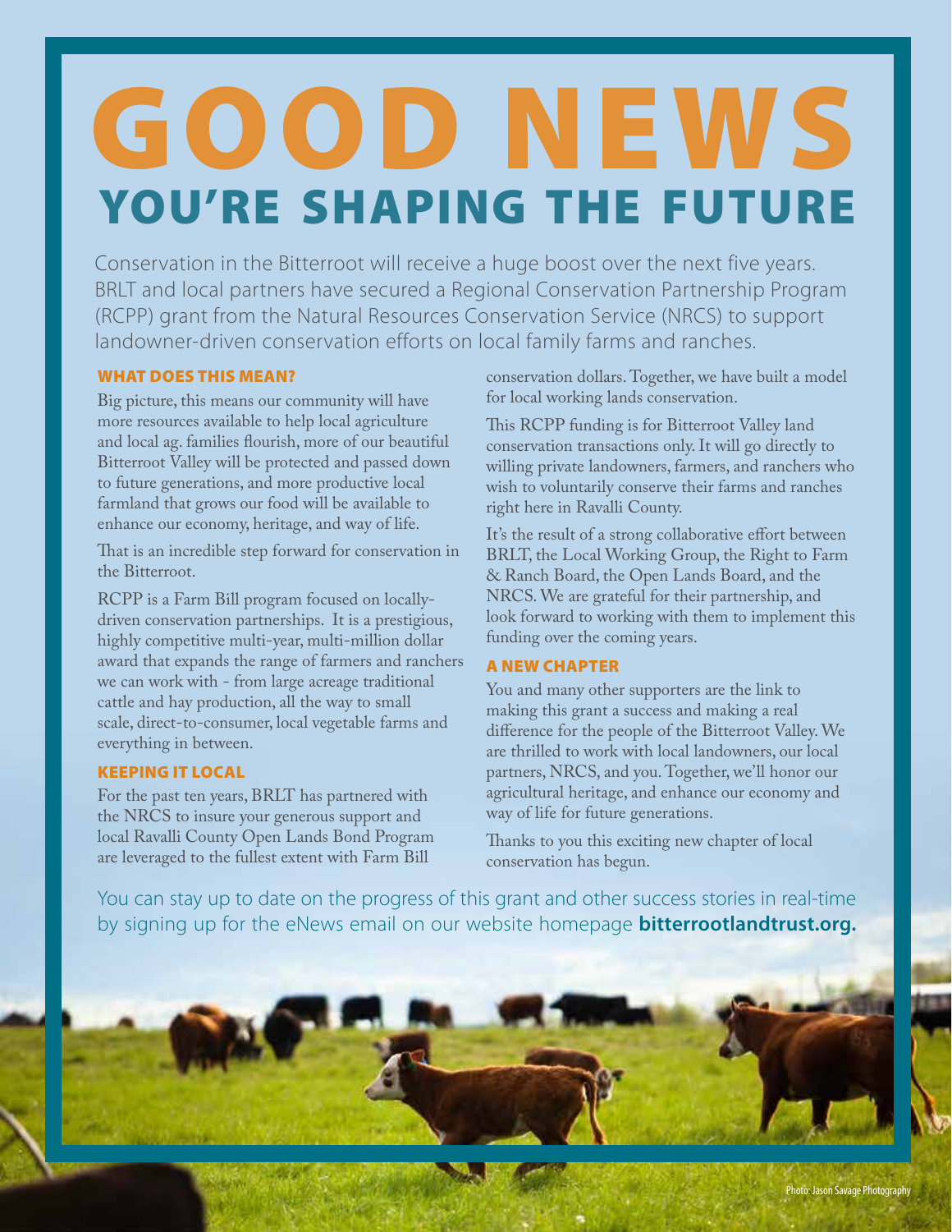# GOOD NEWS

## YOU'RE SHAPING THE FUTURE

Conservation in the Bitterroot will receive a huge boost over the next five years. BRLT and local partners have secured a Regional Conservation Partnership Program (RCPP) grant from the Natural Resources Conservation Service (NRCS) to support landowner-driven conservation efforts on local family farms and ranches.

### WHAT DOES THIS MEAN?

Big picture, this means our community will have more resources available to help local agriculture and local ag. families flourish, more of our beautiful Bitterroot Valley will be protected and passed down to future generations, and more productive local farmland that grows our food will be available to enhance our economy, heritage, and way of life.

That is an incredible step forward for conservation in the Bitterroot.

RCPP is a Farm Bill program focused on locally-driven conservation partnerships. It is a prestigious, highly competitive multi-year, multi-million dollar award that expands the range of farmers and ranchers we can work with - from large acreage traditional cattle and hay production, all the way to small scale, direct-to-consumer, local vegetable farms and everything in between.

### KEEPING IT LOCAL

For the past ten years, BRLT has partnered with the NRCS to insure your generous support and local Ravalli County Open Lands Bond Program are leveraged to the fullest extent with Farm Bill conservation dollars. Together, we have built a model for local working lands conservation.

This RCPP funding is for Bitterroot Valley land conservation transactions only. It will go directly to willing private landowners, farmers, and ranchers who wish to voluntarily conserve their farms and ranches right here in Ravalli County.

It's the result of a strong collaborative effort between BRLT, the Local Working Group, the Right to Farm & Ranch Board, the Open Lands Board, and the NRCS. We are grateful for their partnership, and look forward to working with them to implement this funding over the coming years.

### A NEW CHAPTER

You and many other supporters are the link to making this grant a success and making a real difference for the people of the Bitterroot Valley. We are thrilled to work with local landowners, our local partners, NRCS, and you. Together, we'll honor our agricultural heritage, and enhance our economy and way of life for future generations.

Thanks to you this exciting new chapter of local conservation has begun.

You can stay up to date on the progress of this grant and other success stories in real-time by signing up for the eNews email on our website homepage **bitterrootlandtrust.org.**

Photo: Jason Savage Photography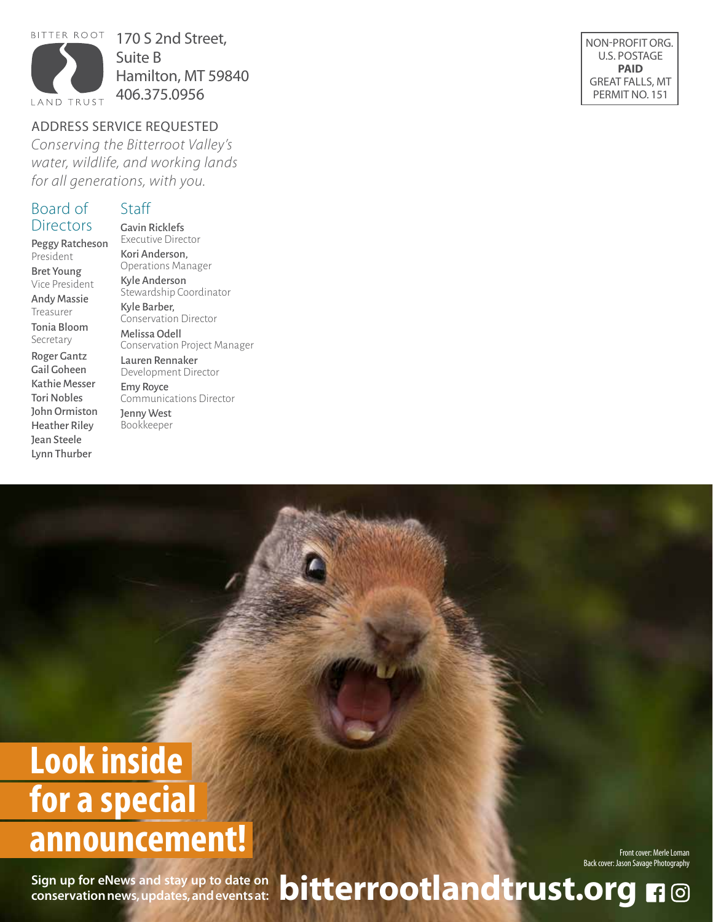BITTER ROOT LAND TRUST

170 S 2nd Street, Suite B
Hamilton, MT 59840
406.375.0956

NON-PROFIT ORG.
U.S. POSTAGE
**PAID**
GREAT FALLS, MT
PERMIT NO. 151

ADDRESS SERVICE REQUESTED

*Conserving the Bitterroot Valley's water, wildlife, and working lands for all generations, with you.*

## Board of Directors

**Peggy Ratcheson**
President

**Bret Young**
Vice President

**Andy Massie**
Treasurer

**Tonia Bloom**
Secretary

**Roger Gantz**
**Gail Goheen**
**Kathie Messer**
**Tori Nobles**
**John Ormiston**
**Heather Riley**
**Jean Steele**
**Lynn Thurber**

## Staff

**Gavin Ricklefs**
Executive Director

**Kori Anderson,**
Operations Manager

**Kyle Anderson**
Stewardship Coordinator

**Kyle Barber,**
Conservation Director

**Melissa Odell**
Conservation Project Manager

**Lauren Rennaker**
Development Director

**Emy Royce**
Communications Director

**Jenny West**
Bookkeeper

# Look inside for a special announcement!

Front cover: Merle Loman
Back cover: Jason Savage Photography

**Sign up for eNews and stay up to date on conservation news, updates, and events at:** **bitterrootlandtrust.org**